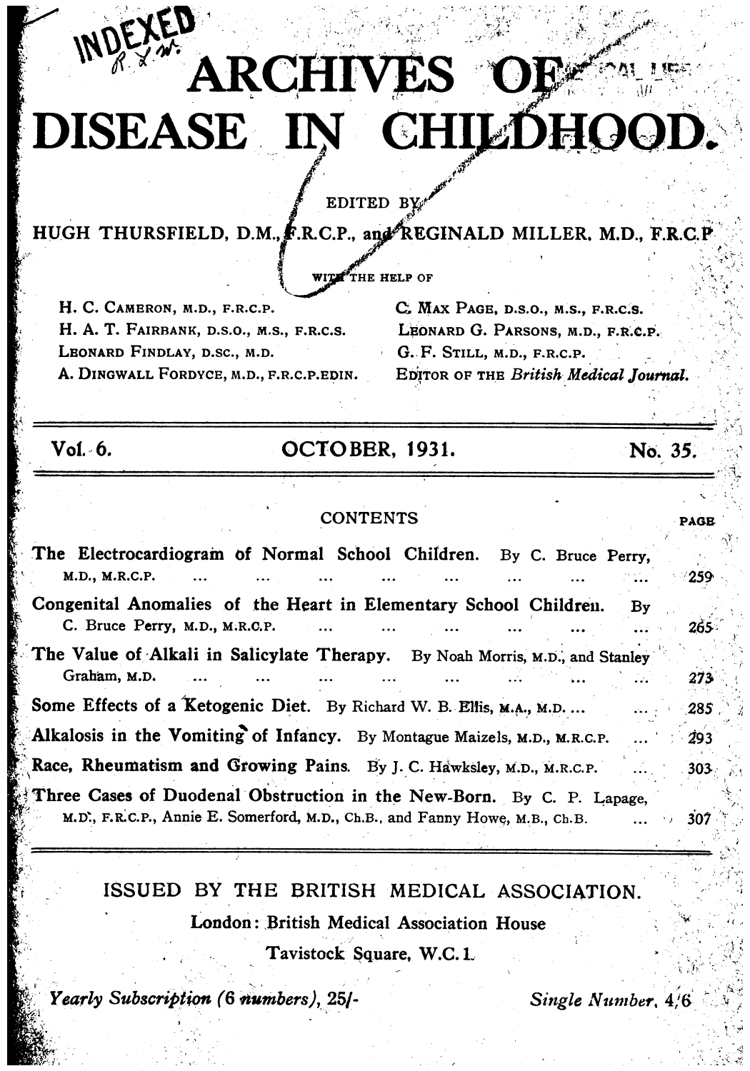INDEXED

# ARCHIVES OF DISEASE IN CHILDHOOD.

EDITED BY

HUGH THURSFIELD, D.M., F.R.C.P., and REGINALD MILLER, M.D., F.R.C.P.

WITH THE HELP OF

H. C. CAMERON, M.D., F.R.C.P.
H. A. T. FAIRBANK, D.S.O., M.S., F.R.C.S.
LEONARD FINDLAY, D.SC., M.D.
A. DINGWALL FORDYCE, M.D., F.R.C.P.EDIN.
C. MAX PAGE, D.S.O., M.S., F.R.C.S.
LEONARD G. PARSONS, M.D., F.R.C.P.
G. F. STILL, M.D., F.R.C.P.
EDITOR OF THE *British Medical Journal.*

Vol. 6. OCTOBER, 1931. No. 35.

## CONTENTS

| | PAGE |
|---|---|
| **The Electrocardiogram of Normal School Children.** By C. Bruce Perry, M.D., M.R.C.P. ... | 259 |
| **Congenital Anomalies of the Heart in Elementary School Children.** By C. Bruce Perry, M.D., M.R.C.P. ... | 265 |
| **The Value of Alkali in Salicylate Therapy.** By Noah Morris, M.D., and Stanley Graham, M.D. ... | 273 |
| **Some Effects of a Ketogenic Diet.** By Richard W. B. Ellis, M.A., M.D. ... | 285 |
| **Alkalosis in the Vomiting of Infancy.** By Montague Maizels, M.D., M.R.C.P. ... | 293 |
| **Race, Rheumatism and Growing Pains.** By J. C. Hawksley, M.D., M.R.C.P. ... | 303 |
| **Three Cases of Duodenal Obstruction in the New-Born.** By C. P. Lapage, M.D., F.R.C.P., Annie E. Somerford, M.D., Ch.B., and Fanny Howe, M.B., Ch.B. ... | 307 |

ISSUED BY THE BRITISH MEDICAL ASSOCIATION.

London: British Medical Association House

Tavistock Square, W.C. 1.

*Yearly Subscription (6 numbers), 25/-* *Single Number, 4/6*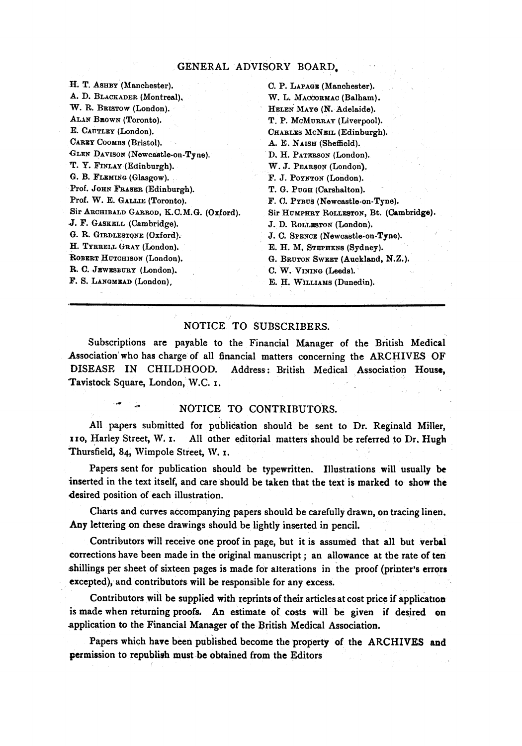## GENERAL ADVISORY BOARD.

H. T. Ashby (Manchester).
A. D. Blackader (Montreal).
W. R. Bristow (London).
Alan Brown (Toronto).
E. Cautley (London).
Carey Coombs (Bristol).
Glen Davison (Newcastle-on-Tyne).
T. Y. Finlay (Edinburgh).
G. B. Fleming (Glasgow).
Prof. John Fraser (Edinburgh).
Prof. W. E. Gallie (Toronto).
Sir Archibald Garrod, K.C.M.G. (Oxford).
J. F. Gaskell (Cambridge).
G. R. Girdlestone (Oxford).
H. Tyrrell Gray (London).
Robert Hutchison (London).
R. C. Jewesbury (London).
F. S. Langmead (London).
C. P. Lapage (Manchester).
W. L. Maccormac (Balham).
Helen Mayo (N. Adelaide).
T. P. McMurray (Liverpool).
Charles McNeil (Edinburgh).
A. E. Naish (Sheffield).
D. H. Paterson (London).
W. J. Pearson (London).
F. J. Poynton (London).
T. G. Pugh (Carshalton).
F. C. Pybus (Newcastle-on-Tyne).
Sir Humphry Rolleston, Bt. (Cambridge).
J. D. Rolleston (London).
J. C. Spence (Newcastle-on-Tyne).
E. H. M. Stephens (Sydney).
G. Bruton Sweet (Auckland, N.Z.).
C. W. Vining (Leeds).
E. H. Williams (Dunedin).

---

## NOTICE TO SUBSCRIBERS.

Subscriptions are payable to the Financial Manager of the British Medical Association who has charge of all financial matters concerning the ARCHIVES OF DISEASE IN CHILDHOOD. Address: British Medical Association House, Tavistock Square, London, W.C. 1.

## NOTICE TO CONTRIBUTORS.

All papers submitted for publication should be sent to Dr. Reginald Miller, 110, Harley Street, W. 1. All other editorial matters should be referred to Dr. Hugh Thursfield, 84, Wimpole Street, W. 1.

**Papers sent for publication should be typewritten. Illustrations will usually be inserted in the text itself, and care should be taken that the text is marked to show the desired position of each illustration.**

Charts and curves accompanying papers should be carefully drawn, on tracing linen. Any lettering on these drawings should be lightly inserted in pencil.

Contributors will receive one proof in page, but it is assumed that all but verbal corrections have been made in the original manuscript; an allowance at the rate of ten shillings per sheet of sixteen pages is made for alterations in the proof (printer's errors excepted), and contributors will be responsible for any excess.

Contributors will be supplied with reprints of their articles at cost price if application is made when returning proofs. An estimate of costs will be given if desired on application to the Financial Manager of the British Medical Association.

**Papers which have been published become the property of the ARCHIVES and permission to republish must be obtained from the Editors**